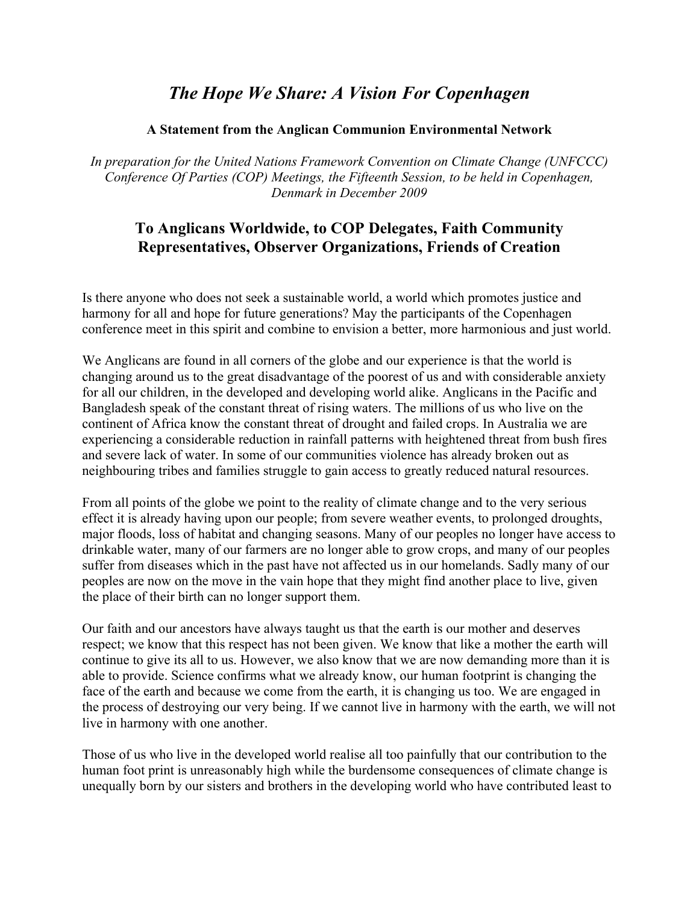# *The Hope We Share: A Vision For Copenhagen*

**A Statement from the Anglican Communion Environmental Network**

*In preparation for the United Nations Framework Convention on Climate Change (UNFCCC) Conference Of Parties (COP) Meetings, the Fifteenth Session, to be held in Copenhagen, Denmark in December 2009*

## To Anglicans Worldwide, to COP Delegates, Faith Community Representatives, Observer Organizations, Friends of Creation

Is there anyone who does not seek a sustainable world, a world which promotes justice and harmony for all and hope for future generations? May the participants of the Copenhagen conference meet in this spirit and combine to envision a better, more harmonious and just world.

We Anglicans are found in all corners of the globe and our experience is that the world is changing around us to the great disadvantage of the poorest of us and with considerable anxiety for all our children, in the developed and developing world alike. Anglicans in the Pacific and Bangladesh speak of the constant threat of rising waters. The millions of us who live on the continent of Africa know the constant threat of drought and failed crops. In Australia we are experiencing a considerable reduction in rainfall patterns with heightened threat from bush fires and severe lack of water. In some of our communities violence has already broken out as neighbouring tribes and families struggle to gain access to greatly reduced natural resources.

From all points of the globe we point to the reality of climate change and to the very serious effect it is already having upon our people; from severe weather events, to prolonged droughts, major floods, loss of habitat and changing seasons. Many of our peoples no longer have access to drinkable water, many of our farmers are no longer able to grow crops, and many of our peoples suffer from diseases which in the past have not affected us in our homelands. Sadly many of our peoples are now on the move in the vain hope that they might find another place to live, given the place of their birth can no longer support them.

Our faith and our ancestors have always taught us that the earth is our mother and deserves respect; we know that this respect has not been given. We know that like a mother the earth will continue to give its all to us. However, we also know that we are now demanding more than it is able to provide. Science confirms what we already know, our human footprint is changing the face of the earth and because we come from the earth, it is changing us too. We are engaged in the process of destroying our very being. If we cannot live in harmony with the earth, we will not live in harmony with one another.

Those of us who live in the developed world realise all too painfully that our contribution to the human foot print is unreasonably high while the burdensome consequences of climate change is unequally born by our sisters and brothers in the developing world who have contributed least to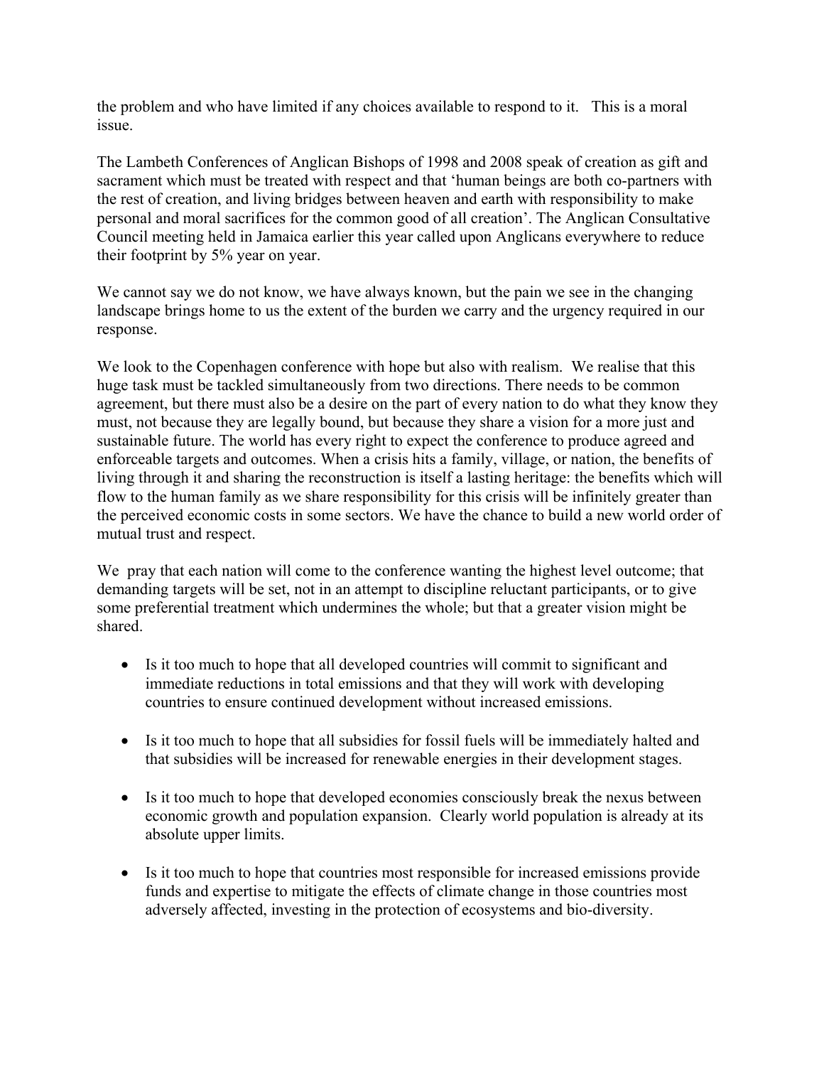the problem and who have limited if any choices available to respond to it. This is a moral issue.

The Lambeth Conferences of Anglican Bishops of 1998 and 2008 speak of creation as gift and sacrament which must be treated with respect and that 'human beings are both co-partners with the rest of creation, and living bridges between heaven and earth with responsibility to make personal and moral sacrifices for the common good of all creation'. The Anglican Consultative Council meeting held in Jamaica earlier this year called upon Anglicans everywhere to reduce their footprint by 5% year on year.

We cannot say we do not know, we have always known, but the pain we see in the changing landscape brings home to us the extent of the burden we carry and the urgency required in our response.

We look to the Copenhagen conference with hope but also with realism. We realise that this huge task must be tackled simultaneously from two directions. There needs to be common agreement, but there must also be a desire on the part of every nation to do what they know they must, not because they are legally bound, but because they share a vision for a more just and sustainable future. The world has every right to expect the conference to produce agreed and enforceable targets and outcomes. When a crisis hits a family, village, or nation, the benefits of living through it and sharing the reconstruction is itself a lasting heritage: the benefits which will flow to the human family as we share responsibility for this crisis will be infinitely greater than the perceived economic costs in some sectors. We have the chance to build a new world order of mutual trust and respect.

We pray that each nation will come to the conference wanting the highest level outcome; that demanding targets will be set, not in an attempt to discipline reluctant participants, or to give some preferential treatment which undermines the whole; but that a greater vision might be shared.

- Is it too much to hope that all developed countries will commit to significant and immediate reductions in total emissions and that they will work with developing countries to ensure continued development without increased emissions.

- Is it too much to hope that all subsidies for fossil fuels will be immediately halted and that subsidies will be increased for renewable energies in their development stages.

- Is it too much to hope that developed economies consciously break the nexus between economic growth and population expansion. Clearly world population is already at its absolute upper limits.

- Is it too much to hope that countries most responsible for increased emissions provide funds and expertise to mitigate the effects of climate change in those countries most adversely affected, investing in the protection of ecosystems and bio-diversity.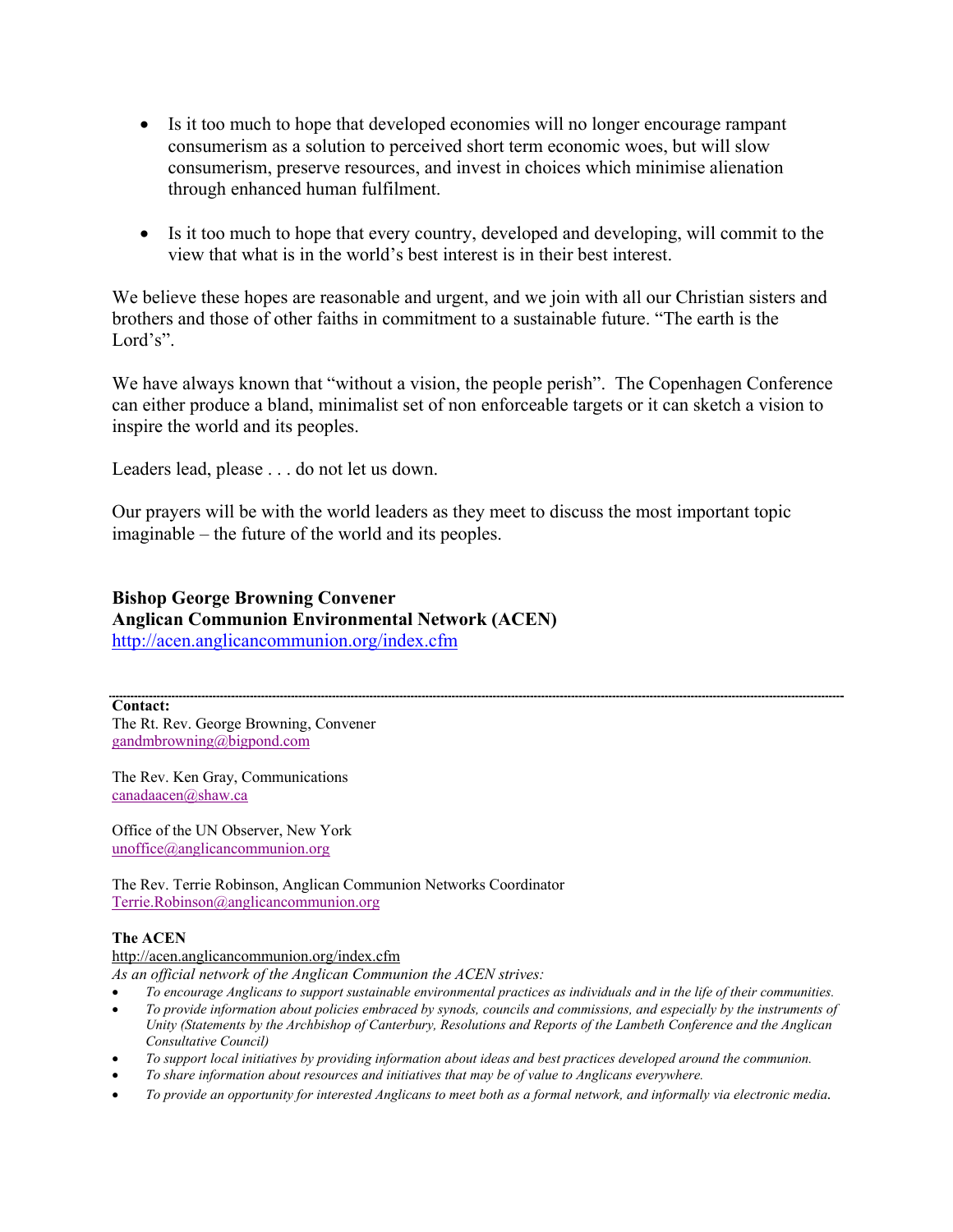- Is it too much to hope that developed economies will no longer encourage rampant consumerism as a solution to perceived short term economic woes, but will slow consumerism, preserve resources, and invest in choices which minimise alienation through enhanced human fulfilment.

- Is it too much to hope that every country, developed and developing, will commit to the view that what is in the world's best interest is in their best interest.

We believe these hopes are reasonable and urgent, and we join with all our Christian sisters and brothers and those of other faiths in commitment to a sustainable future. "The earth is the Lord's".

We have always known that "without a vision, the people perish". The Copenhagen Conference can either produce a bland, minimalist set of non enforceable targets or it can sketch a vision to inspire the world and its peoples.

Leaders lead, please . . . do not let us down.

Our prayers will be with the world leaders as they meet to discuss the most important topic imaginable – the future of the world and its peoples.

**Bishop George Browning Convener**
**Anglican Communion Environmental Network (ACEN)**
http://acen.anglicancommunion.org/index.cfm

---

**Contact:**
The Rt. Rev. George Browning, Convener
gandmbrowning@bigpond.com

The Rev. Ken Gray, Communications
canadaacen@shaw.ca

Office of the UN Observer, New York
unoffice@anglicancommunion.org

The Rev. Terrie Robinson, Anglican Communion Networks Coordinator
Terrie.Robinson@anglicancommunion.org

**The ACEN**
http://acen.anglicancommunion.org/index.cfm
*As an official network of the Anglican Communion the ACEN strives:*

- *To encourage Anglicans to support sustainable environmental practices as individuals and in the life of their communities.*
- *To provide information about policies embraced by synods, councils and commissions, and especially by the instruments of Unity (Statements by the Archbishop of Canterbury, Resolutions and Reports of the Lambeth Conference and the Anglican Consultative Council)*
- *To support local initiatives by providing information about ideas and best practices developed around the communion.*
- *To share information about resources and initiatives that may be of value to Anglicans everywhere.*
- *To provide an opportunity for interested Anglicans to meet both as a formal network, and informally via electronic media.*